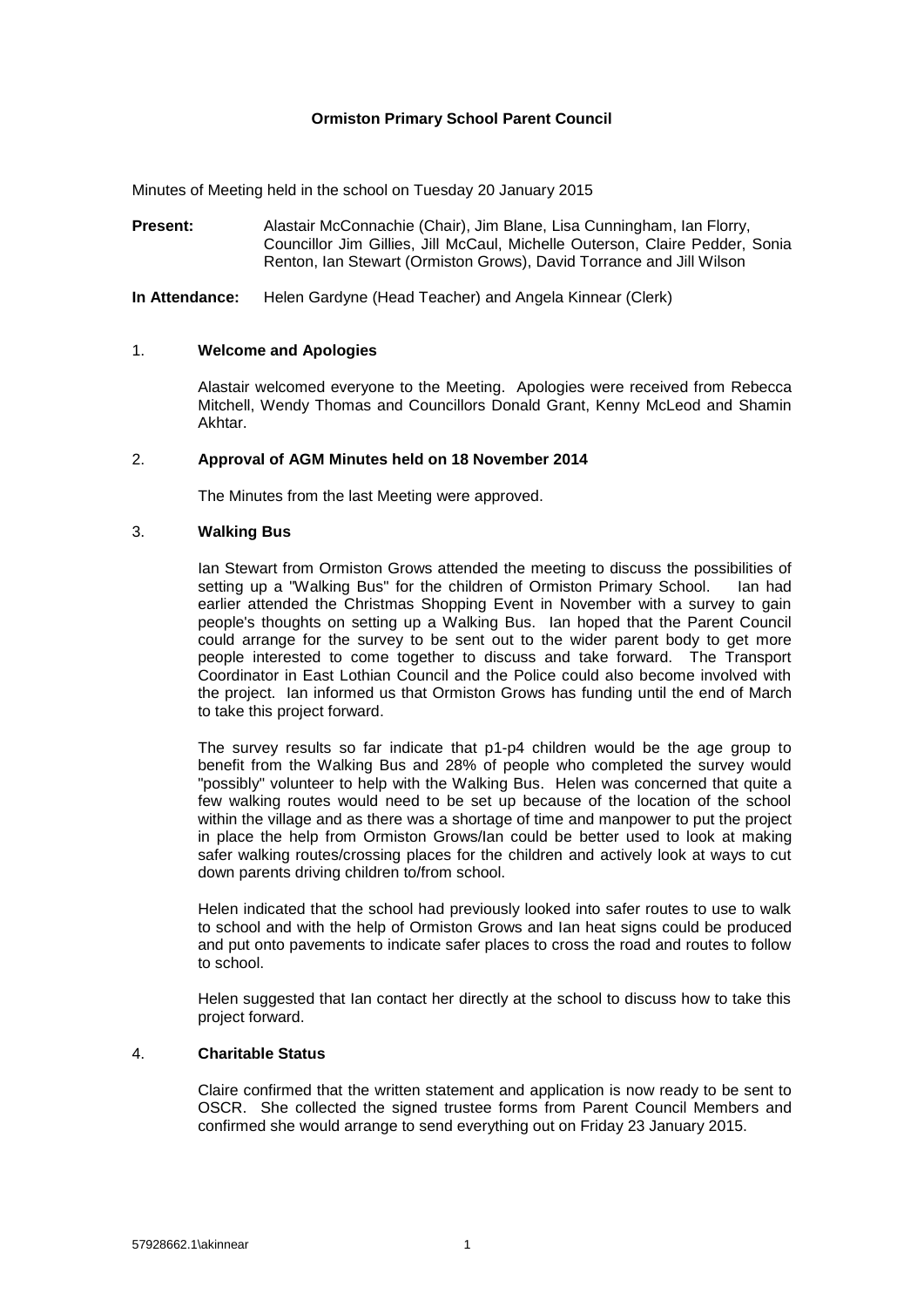# Ormiston Primary School Parent Council

Minutes of Meeting held in the school on Tuesday 20 January 2015

**Present:** Alastair McConnachie (Chair), Jim Blane, Lisa Cunningham, Ian Florry, Councillor Jim Gillies, Jill McCaul, Michelle Outerson, Claire Pedder, Sonia Renton, Ian Stewart (Ormiston Grows), David Torrance and Jill Wilson

**In Attendance:** Helen Gardyne (Head Teacher) and Angela Kinnear (Clerk)

## 1. Welcome and Apologies

Alastair welcomed everyone to the Meeting. Apologies were received from Rebecca Mitchell, Wendy Thomas and Councillors Donald Grant, Kenny McLeod and Shamin Akhtar.

## 2. Approval of AGM Minutes held on 18 November 2014

The Minutes from the last Meeting were approved.

## 3. Walking Bus

Ian Stewart from Ormiston Grows attended the meeting to discuss the possibilities of setting up a "Walking Bus" for the children of Ormiston Primary School. Ian had earlier attended the Christmas Shopping Event in November with a survey to gain people's thoughts on setting up a Walking Bus. Ian hoped that the Parent Council could arrange for the survey to be sent out to the wider parent body to get more people interested to come together to discuss and take forward. The Transport Coordinator in East Lothian Council and the Police could also become involved with the project. Ian informed us that Ormiston Grows has funding until the end of March to take this project forward.

The survey results so far indicate that p1-p4 children would be the age group to benefit from the Walking Bus and 28% of people who completed the survey would "possibly" volunteer to help with the Walking Bus. Helen was concerned that quite a few walking routes would need to be set up because of the location of the school within the village and as there was a shortage of time and manpower to put the project in place the help from Ormiston Grows/Ian could be better used to look at making safer walking routes/crossing places for the children and actively look at ways to cut down parents driving children to/from school.

Helen indicated that the school had previously looked into safer routes to use to walk to school and with the help of Ormiston Grows and Ian heat signs could be produced and put onto pavements to indicate safer places to cross the road and routes to follow to school.

Helen suggested that Ian contact her directly at the school to discuss how to take this project forward.

## 4. Charitable Status

Claire confirmed that the written statement and application is now ready to be sent to OSCR. She collected the signed trustee forms from Parent Council Members and confirmed she would arrange to send everything out on Friday 23 January 2015.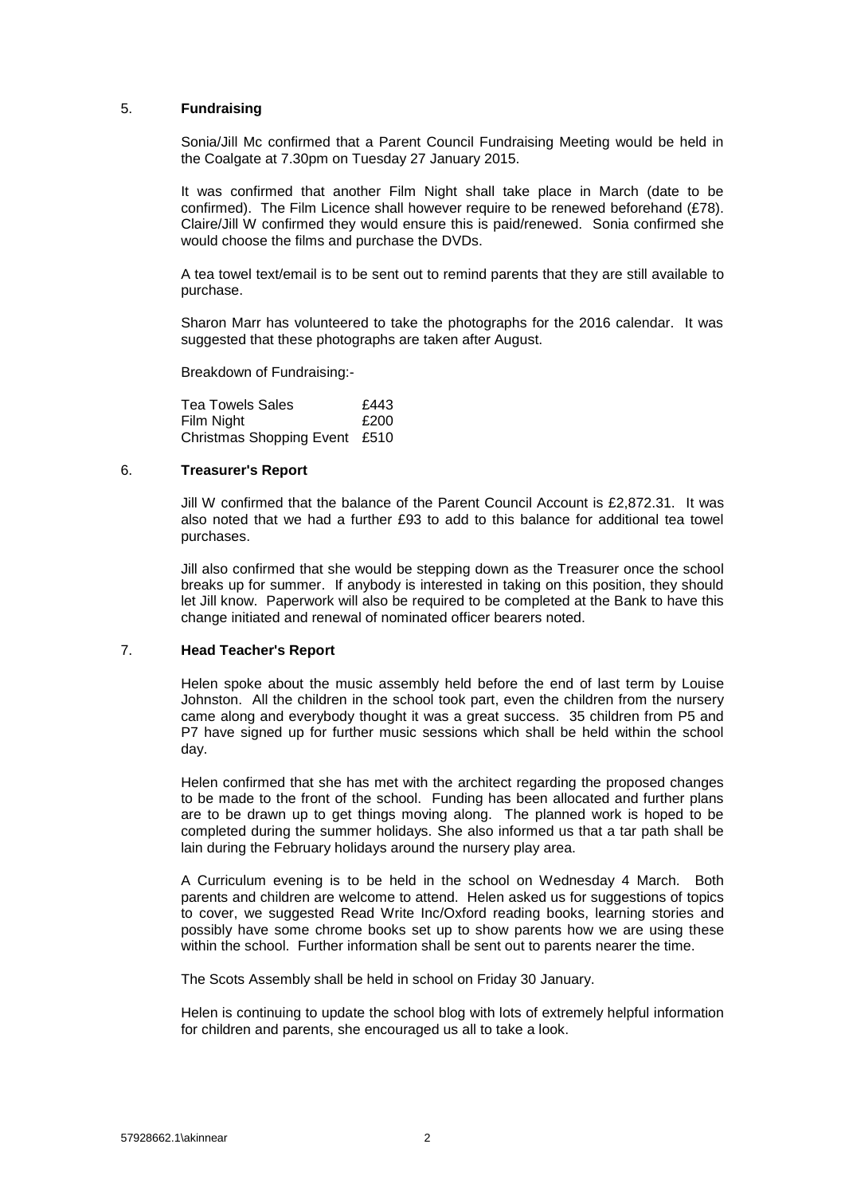## 5. Fundraising

Sonia/Jill Mc confirmed that a Parent Council Fundraising Meeting would be held in the Coalgate at 7.30pm on Tuesday 27 January 2015.

It was confirmed that another Film Night shall take place in March (date to be confirmed). The Film Licence shall however require to be renewed beforehand (£78). Claire/Jill W confirmed they would ensure this is paid/renewed. Sonia confirmed she would choose the films and purchase the DVDs.

A tea towel text/email is to be sent out to remind parents that they are still available to purchase.

Sharon Marr has volunteered to take the photographs for the 2016 calendar. It was suggested that these photographs are taken after August.

Breakdown of Fundraising:-

| | |
|---|---|
| Tea Towels Sales | £443 |
| Film Night | £200 |
| Christmas Shopping Event | £510 |

## 6. Treasurer's Report

Jill W confirmed that the balance of the Parent Council Account is £2,872.31. It was also noted that we had a further £93 to add to this balance for additional tea towel purchases.

Jill also confirmed that she would be stepping down as the Treasurer once the school breaks up for summer. If anybody is interested in taking on this position, they should let Jill know. Paperwork will also be required to be completed at the Bank to have this change initiated and renewal of nominated officer bearers noted.

## 7. Head Teacher's Report

Helen spoke about the music assembly held before the end of last term by Louise Johnston. All the children in the school took part, even the children from the nursery came along and everybody thought it was a great success. 35 children from P5 and P7 have signed up for further music sessions which shall be held within the school day.

Helen confirmed that she has met with the architect regarding the proposed changes to be made to the front of the school. Funding has been allocated and further plans are to be drawn up to get things moving along. The planned work is hoped to be completed during the summer holidays. She also informed us that a tar path shall be lain during the February holidays around the nursery play area.

A Curriculum evening is to be held in the school on Wednesday 4 March. Both parents and children are welcome to attend. Helen asked us for suggestions of topics to cover, we suggested Read Write Inc/Oxford reading books, learning stories and possibly have some chrome books set up to show parents how we are using these within the school. Further information shall be sent out to parents nearer the time.

The Scots Assembly shall be held in school on Friday 30 January.

Helen is continuing to update the school blog with lots of extremely helpful information for children and parents, she encouraged us all to take a look.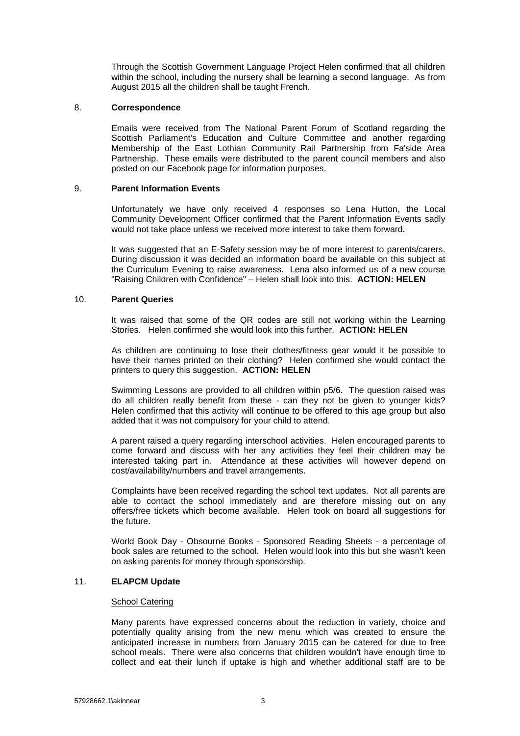Through the Scottish Government Language Project Helen confirmed that all children within the school, including the nursery shall be learning a second language. As from August 2015 all the children shall be taught French.

## 8. Correspondence

Emails were received from The National Parent Forum of Scotland regarding the Scottish Parliament's Education and Culture Committee and another regarding Membership of the East Lothian Community Rail Partnership from Fa'side Area Partnership. These emails were distributed to the parent council members and also posted on our Facebook page for information purposes.

## 9. Parent Information Events

Unfortunately we have only received 4 responses so Lena Hutton, the Local Community Development Officer confirmed that the Parent Information Events sadly would not take place unless we received more interest to take them forward.

It was suggested that an E-Safety session may be of more interest to parents/carers. During discussion it was decided an information board be available on this subject at the Curriculum Evening to raise awareness. Lena also informed us of a new course "Raising Children with Confidence" – Helen shall look into this. **ACTION: HELEN**

## 10. Parent Queries

It was raised that some of the QR codes are still not working within the Learning Stories. Helen confirmed she would look into this further. **ACTION: HELEN**

As children are continuing to lose their clothes/fitness gear would it be possible to have their names printed on their clothing? Helen confirmed she would contact the printers to query this suggestion. **ACTION: HELEN**

Swimming Lessons are provided to all children within p5/6. The question raised was do all children really benefit from these - can they not be given to younger kids? Helen confirmed that this activity will continue to be offered to this age group but also added that it was not compulsory for your child to attend.

A parent raised a query regarding interschool activities. Helen encouraged parents to come forward and discuss with her any activities they feel their children may be interested taking part in. Attendance at these activities will however depend on cost/availability/numbers and travel arrangements.

Complaints have been received regarding the school text updates. Not all parents are able to contact the school immediately and are therefore missing out on any offers/free tickets which become available. Helen took on board all suggestions for the future.

World Book Day - Obsourne Books - Sponsored Reading Sheets - a percentage of book sales are returned to the school. Helen would look into this but she wasn't keen on asking parents for money through sponsorship.

## 11. ELAPCM Update

School Catering

Many parents have expressed concerns about the reduction in variety, choice and potentially quality arising from the new menu which was created to ensure the anticipated increase in numbers from January 2015 can be catered for due to free school meals. There were also concerns that children wouldn't have enough time to collect and eat their lunch if uptake is high and whether additional staff are to be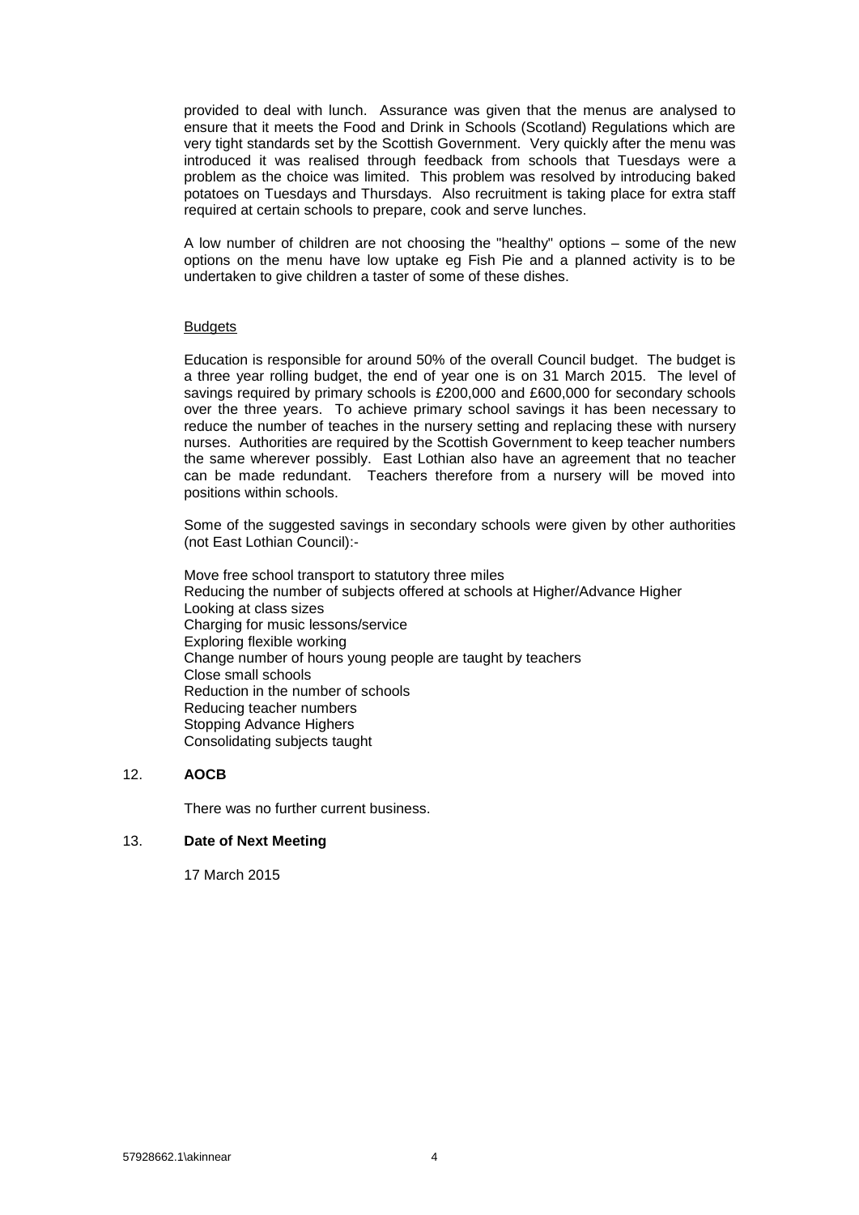provided to deal with lunch. Assurance was given that the menus are analysed to ensure that it meets the Food and Drink in Schools (Scotland) Regulations which are very tight standards set by the Scottish Government. Very quickly after the menu was introduced it was realised through feedback from schools that Tuesdays were a problem as the choice was limited. This problem was resolved by introducing baked potatoes on Tuesdays and Thursdays. Also recruitment is taking place for extra staff required at certain schools to prepare, cook and serve lunches.

A low number of children are not choosing the "healthy" options – some of the new options on the menu have low uptake eg Fish Pie and a planned activity is to be undertaken to give children a taster of some of these dishes.

Budgets

Education is responsible for around 50% of the overall Council budget. The budget is a three year rolling budget, the end of year one is on 31 March 2015. The level of savings required by primary schools is £200,000 and £600,000 for secondary schools over the three years. To achieve primary school savings it has been necessary to reduce the number of teaches in the nursery setting and replacing these with nursery nurses. Authorities are required by the Scottish Government to keep teacher numbers the same wherever possibly. East Lothian also have an agreement that no teacher can be made redundant. Teachers therefore from a nursery will be moved into positions within schools.

Some of the suggested savings in secondary schools were given by other authorities (not East Lothian Council):-

Move free school transport to statutory three miles
Reducing the number of subjects offered at schools at Higher/Advance Higher
Looking at class sizes
Charging for music lessons/service
Exploring flexible working
Change number of hours young people are taught by teachers
Close small schools
Reduction in the number of schools
Reducing teacher numbers
Stopping Advance Highers
Consolidating subjects taught

12. **AOCB**

There was no further current business.

13. **Date of Next Meeting**

17 March 2015

57928662.1\akinnear